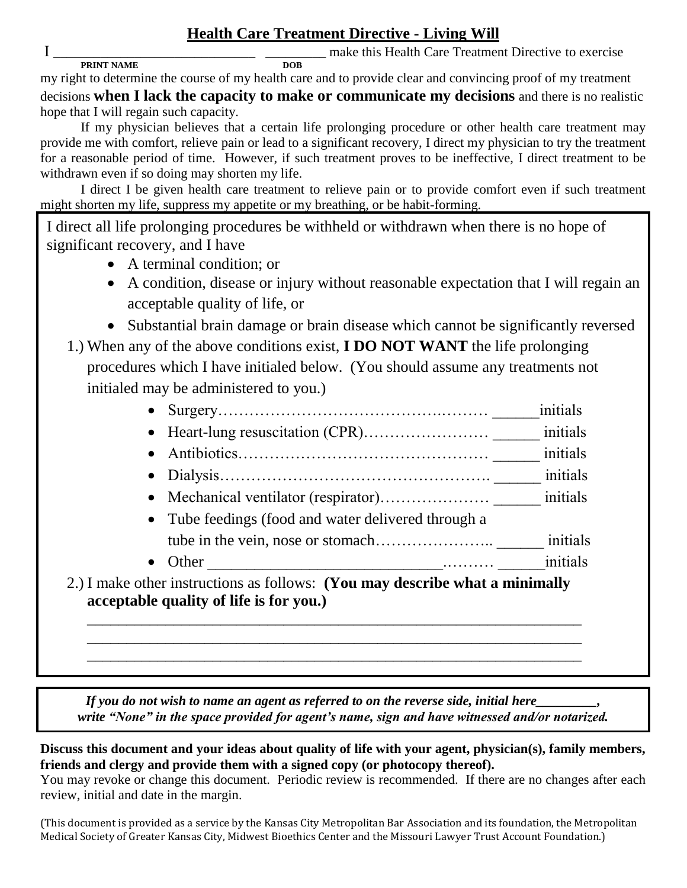# Health Care Treatment Directive - Living Will

I ______________________________ _________ make this Health Care Treatment Directive to exercise
**PRINT NAME** **DOB**

my right to determine the course of my health care and to provide clear and convincing proof of my treatment decisions **when I lack the capacity to make or communicate my decisions** and there is no realistic hope that I will regain such capacity.

If my physician believes that a certain life prolonging procedure or other health care treatment may provide me with comfort, relieve pain or lead to a significant recovery, I direct my physician to try the treatment for a reasonable period of time. However, if such treatment proves to be ineffective, I direct treatment to be withdrawn even if so doing may shorten my life.

I direct I be given health care treatment to relieve pain or to provide comfort even if such treatment might shorten my life, suppress my appetite or my breathing, or be habit-forming.

I direct all life prolonging procedures be withheld or withdrawn when there is no hope of significant recovery, and I have

- A terminal condition; or
- A condition, disease or injury without reasonable expectation that I will regain an acceptable quality of life, or
- Substantial brain damage or brain disease which cannot be significantly reversed

1.) When any of the above conditions exist, **I DO NOT WANT** the life prolonging procedures which I have initialed below. (You should assume any treatments not initialed may be administered to you.)

   - Surgery…………………………………….……… ______initials
   - Heart-lung resuscitation (CPR)…………………… ______ initials
   - Antibiotics………………………………………… ______ initials
   - Dialysis……………………………………………. ______ initials
   - Mechanical ventilator (respirator)………………… ______ initials
   - Tube feedings (food and water delivered through a tube in the vein, nose or stomach………………….. ______ initials
   - Other ______________________________.……… ______initials

2.) I make other instructions as follows: **(You may describe what a minimally acceptable quality of life is for you.)**

_________________________________________________________________

_________________________________________________________________

_________________________________________________________________

***If you do not wish to name an agent as referred to on the reverse side, initial here_________, write "None" in the space provided for agent's name, sign and have witnessed and/or notarized.***

**Discuss this document and your ideas about quality of life with your agent, physician(s), family members, friends and clergy and provide them with a signed copy (or photocopy thereof).**

You may revoke or change this document. Periodic review is recommended. If there are no changes after each review, initial and date in the margin.

(This document is provided as a service by the Kansas City Metropolitan Bar Association and its foundation, the Metropolitan Medical Society of Greater Kansas City, Midwest Bioethics Center and the Missouri Lawyer Trust Account Foundation.)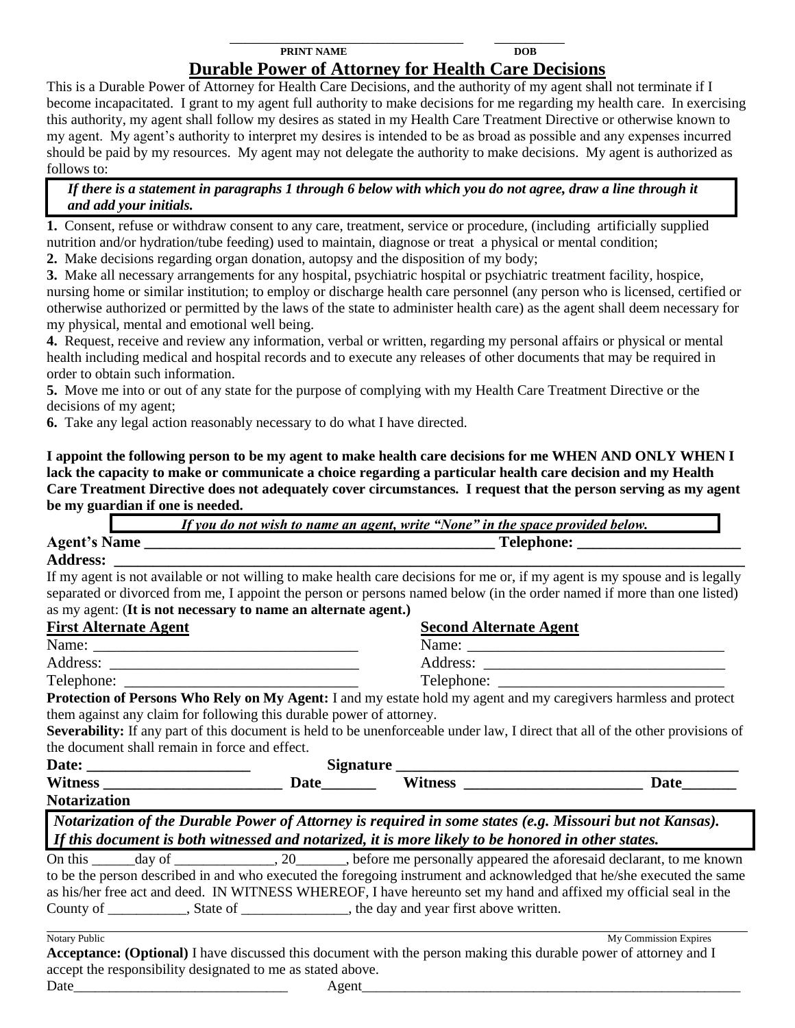\_\_\_\_\_\_\_\_\_\_\_\_\_\_\_\_\_\_\_\_\_\_\_\_\_\_\_\_\_\_\_\_\_\_ \_\_\_\_\_\_\_\_\_\_
**PRINT NAME** **DOB**

# Durable Power of Attorney for Health Care Decisions

This is a Durable Power of Attorney for Health Care Decisions, and the authority of my agent shall not terminate if I become incapacitated. I grant to my agent full authority to make decisions for me regarding my health care. In exercising this authority, my agent shall follow my desires as stated in my Health Care Treatment Directive or otherwise known to my agent. My agent's authority to interpret my desires is intended to be as broad as possible and any expenses incurred should be paid by my resources. My agent may not delegate the authority to make decisions. My agent is authorized as follows to:

***If there is a statement in paragraphs 1 through 6 below with which you do not agree, draw a line through it and add your initials.***

**1.** Consent, refuse or withdraw consent to any care, treatment, service or procedure, (including artificially supplied nutrition and/or hydration/tube feeding) used to maintain, diagnose or treat a physical or mental condition;

**2.** Make decisions regarding organ donation, autopsy and the disposition of my body;

**3.** Make all necessary arrangements for any hospital, psychiatric hospital or psychiatric treatment facility, hospice, nursing home or similar institution; to employ or discharge health care personnel (any person who is licensed, certified or otherwise authorized or permitted by the laws of the state to administer health care) as the agent shall deem necessary for my physical, mental and emotional well being.

**4.** Request, receive and review any information, verbal or written, regarding my personal affairs or physical or mental health including medical and hospital records and to execute any releases of other documents that may be required in order to obtain such information.

**5.** Move me into or out of any state for the purpose of complying with my Health Care Treatment Directive or the decisions of my agent;

**6.** Take any legal action reasonably necessary to do what I have directed.

**I appoint the following person to be my agent to make health care decisions for me WHEN AND ONLY WHEN I lack the capacity to make or communicate a choice regarding a particular health care decision and my Health Care Treatment Directive does not adequately cover circumstances. I request that the person serving as my agent be my guardian if one is needed.**

***If you do not wish to name an agent, write "None" in the space provided below.***

**Agent's Name** \_\_\_\_\_\_\_\_\_\_\_\_\_\_\_\_\_\_\_\_\_\_\_\_\_\_\_\_\_\_\_\_\_\_\_\_\_\_\_\_\_\_\_\_\_\_ **Telephone:** \_\_\_\_\_\_\_\_\_\_\_\_\_\_\_\_\_\_\_\_\_\_

**Address:** \_\_\_\_\_\_\_\_\_\_\_\_\_\_\_\_\_\_\_\_\_\_\_\_\_\_\_\_\_\_\_\_\_\_\_\_\_\_\_\_\_\_\_\_\_\_\_\_\_\_\_\_\_\_\_\_\_\_\_\_\_\_\_\_\_\_\_\_\_\_\_\_\_\_\_\_

If my agent is not available or not willing to make health care decisions for me or, if my agent is my spouse and is legally separated or divorced from me, I appoint the person or persons named below (in the order named if more than one listed) as my agent: (**It is not necessary to name an alternate agent.)**

**First Alternate Agent**

Name: \_\_\_\_\_\_\_\_\_\_\_\_\_\_\_\_\_\_\_\_\_\_\_\_\_\_\_\_\_\_\_\_\_\_

Address: \_\_\_\_\_\_\_\_\_\_\_\_\_\_\_\_\_\_\_\_\_\_\_\_\_\_\_\_\_\_\_\_

Telephone: \_\_\_\_\_\_\_\_\_\_\_\_\_\_\_\_\_\_\_\_\_\_\_\_\_\_\_\_\_\_

**Second Alternate Agent**

Name: \_\_\_\_\_\_\_\_\_\_\_\_\_\_\_\_\_\_\_\_\_\_\_\_\_\_\_\_\_\_\_\_\_\_

Address: \_\_\_\_\_\_\_\_\_\_\_\_\_\_\_\_\_\_\_\_\_\_\_\_\_\_\_\_\_\_\_\_

Telephone: \_\_\_\_\_\_\_\_\_\_\_\_\_\_\_\_\_\_\_\_\_\_\_\_\_\_\_\_\_\_

**Protection of Persons Who Rely on My Agent:** I and my estate hold my agent and my caregivers harmless and protect them against any claim for following this durable power of attorney.

**Severability:** If any part of this document is held to be unenforceable under law, I direct that all of the other provisions of the document shall remain in force and effect.

**Date:** \_\_\_\_\_\_\_\_\_\_\_\_\_\_\_\_\_\_\_\_\_\_ **Signature** \_\_\_\_\_\_\_\_\_\_\_\_\_\_\_\_\_\_\_\_\_\_\_\_\_\_\_\_\_\_\_\_\_\_\_\_\_\_\_\_\_\_\_\_\_

**Witness** \_\_\_\_\_\_\_\_\_\_\_\_\_\_\_\_\_\_\_\_\_\_\_\_ **Date**\_\_\_\_\_\_\_ **Witness** \_\_\_\_\_\_\_\_\_\_\_\_\_\_\_\_\_\_\_\_\_\_\_\_ **Date**\_\_\_\_\_\_\_

**Notarization**

***Notarization of the Durable Power of Attorney is required in some states (e.g. Missouri but not Kansas). If this document is both witnessed and notarized, it is more likely to be honored in other states.***

On this \_\_\_\_\_\_day of \_\_\_\_\_\_\_\_\_\_\_\_\_\_, 20\_\_\_\_\_\_\_, before me personally appeared the aforesaid declarant, to me known to be the person described in and who executed the foregoing instrument and acknowledged that he/she executed the same as his/her free act and deed. IN WITNESS WHEREOF, I have hereunto set my hand and affixed my official seal in the County of \_\_\_\_\_\_\_\_\_\_\_, State of \_\_\_\_\_\_\_\_\_\_\_\_\_\_\_, the day and year first above written.

\_\_\_\_\_\_\_\_\_\_\_\_\_\_\_\_\_\_\_\_\_\_\_\_\_\_\_\_\_\_\_\_\_\_\_\_\_\_\_\_\_\_\_\_\_\_\_\_\_\_\_\_\_\_\_\_\_\_\_\_\_\_\_\_\_\_\_\_\_\_\_\_\_\_\_\_\_\_\_\_\_\_\_\_\_\_\_\_\_\_\_\_\_\_
Notary Public My Commission Expires

**Acceptance: (Optional)** I have discussed this document with the person making this durable power of attorney and I accept the responsibility designated to me as stated above.

Date\_\_\_\_\_\_\_\_\_\_\_\_\_\_\_\_\_\_\_\_\_\_\_\_\_\_\_\_\_\_\_ Agent\_\_\_\_\_\_\_\_\_\_\_\_\_\_\_\_\_\_\_\_\_\_\_\_\_\_\_\_\_\_\_\_\_\_\_\_\_\_\_\_\_\_\_\_\_\_\_\_\_\_\_\_\_\_\_\_\_\_